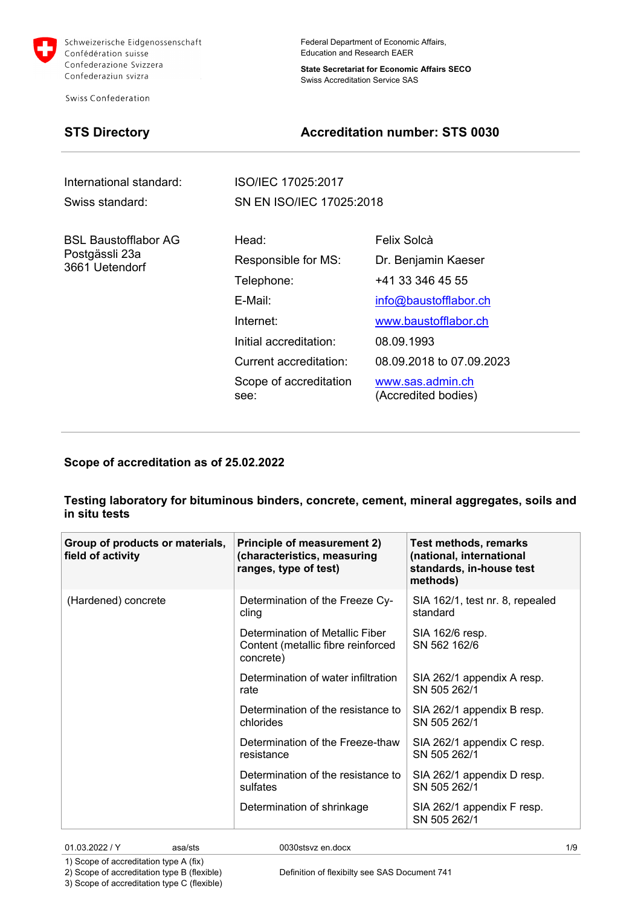Schweizerische Eidgenossenschaft
Confédération suisse
Confederazione Svizzera
Confederaziun svizra

Swiss Confederation

Federal Department of Economic Affairs,
Education and Research EAER

**State Secretariat for Economic Affairs SECO**
Swiss Accreditation Service SAS

## STS Directory

## Accreditation number: STS 0030

| | |
|---|---|
| International standard: | ISO/IEC 17025:2017 |
| Swiss standard: | SN EN ISO/IEC 17025:2018 |

BSL Baustofflabor AG
Postgässli 23a
3661 Uetendorf

| | |
|---|---|
| Head: | Felix Solcà |
| Responsible for MS: | Dr. Benjamin Kaeser |
| Telephone: | +41 33 346 45 55 |
| E-Mail: | info@baustofflabor.ch |
| Internet: | www.baustofflabor.ch |
| Initial accreditation: | 08.09.1993 |
| Current accreditation: | 08.09.2018 to 07.09.2023 |
| Scope of accreditation see: | www.sas.admin.ch (Accredited bodies) |

### Scope of accreditation as of 25.02.2022

### Testing laboratory for bituminous binders, concrete, cement, mineral aggregates, soils and in situ tests

| Group of products or materials, field of activity | Principle of measurement 2) (characteristics, measuring ranges, type of test) | Test methods, remarks (national, international standards, in-house test methods) |
|---|---|---|
| (Hardened) concrete | Determination of the Freeze Cycling | SIA 162/1, test nr. 8, repealed standard |
| | Determination of Metallic Fiber Content (metallic fibre reinforced concrete) | SIA 162/6 resp. SN 562 162/6 |
| | Determination of water infiltration rate | SIA 262/1 appendix A resp. SN 505 262/1 |
| | Determination of the resistance to chlorides | SIA 262/1 appendix B resp. SN 505 262/1 |
| | Determination of the Freeze-thaw resistance | SIA 262/1 appendix C resp. SN 505 262/1 |
| | Determination of the resistance to sulfates | SIA 262/1 appendix D resp. SN 505 262/1 |
| | Determination of shrinkage | SIA 262/1 appendix F resp. SN 505 262/1 |

1) Scope of accreditation type A (fix)
2) Scope of accreditation type B (flexible)
3) Scope of accreditation type C (flexible)

Definition of flexibilty see SAS Document 741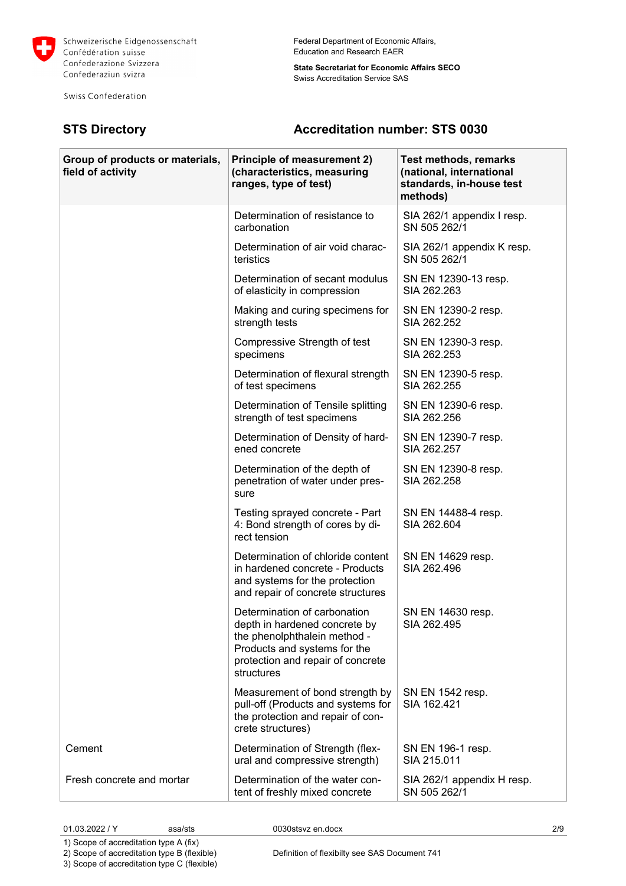## STS Directory

## Accreditation number: STS 0030

| Group of products or materials, field of activity | Principle of measurement 2) (characteristics, measuring ranges, type of test) | Test methods, remarks (national, international standards, in-house test methods) |
|---|---|---|
| | Determination of resistance to carbonation | SIA 262/1 appendix I resp. SN 505 262/1 |
| | Determination of air void characteristics | SIA 262/1 appendix K resp. SN 505 262/1 |
| | Determination of secant modulus of elasticity in compression | SN EN 12390-13 resp. SIA 262.263 |
| | Making and curing specimens for strength tests | SN EN 12390-2 resp. SIA 262.252 |
| | Compressive Strength of test specimens | SN EN 12390-3 resp. SIA 262.253 |
| | Determination of flexural strength of test specimens | SN EN 12390-5 resp. SIA 262.255 |
| | Determination of Tensile splitting strength of test specimens | SN EN 12390-6 resp. SIA 262.256 |
| | Determination of Density of hardened concrete | SN EN 12390-7 resp. SIA 262.257 |
| | Determination of the depth of penetration of water under pressure | SN EN 12390-8 resp. SIA 262.258 |
| | Testing sprayed concrete - Part 4: Bond strength of cores by direct tension | SN EN 14488-4 resp. SIA 262.604 |
| | Determination of chloride content in hardened concrete - Products and systems for the protection and repair of concrete structures | SN EN 14629 resp. SIA 262.496 |
| | Determination of carbonation depth in hardened concrete by the phenolphthalein method - Products and systems for the protection and repair of concrete structures | SN EN 14630 resp. SIA 262.495 |
| | Measurement of bond strength by pull-off (Products and systems for the protection and repair of concrete structures) | SN EN 1542 resp. SIA 162.421 |
| Cement | Determination of Strength (flexural and compressive strength) | SN EN 196-1 resp. SIA 215.011 |
| Fresh concrete and mortar | Determination of the water content of freshly mixed concrete | SIA 262/1 appendix H resp. SN 505 262/1 |

01.03.2022 / Y asa/sts 0030stsvz en.docx

1) Scope of accreditation type A (fix)
2) Scope of accreditation type B (flexible)
3) Scope of accreditation type C (flexible)

Definition of flexibilty see SAS Document 741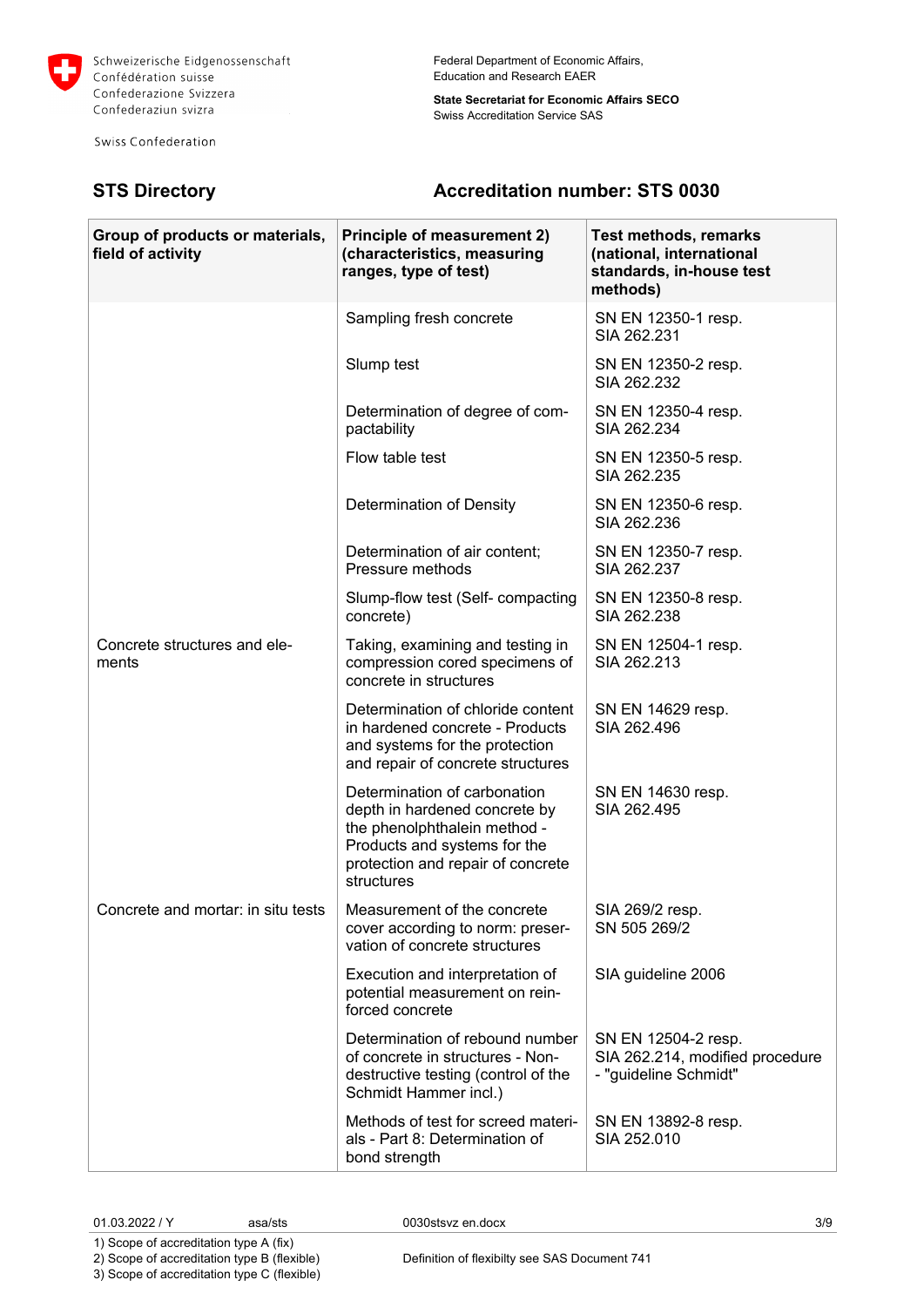Schweizerische Eidgenossenschaft
Confédération suisse
Confederazione Svizzera
Confederaziun svizra

Swiss Confederation

Federal Department of Economic Affairs, Education and Research EAER

**State Secretariat for Economic Affairs SECO**
Swiss Accreditation Service SAS

## STS Directory

## Accreditation number: STS 0030

| Group of products or materials, field of activity | Principle of measurement 2) (characteristics, measuring ranges, type of test) | Test methods, remarks (national, international standards, in-house test methods) |
|---|---|---|
| | Sampling fresh concrete | SN EN 12350-1 resp. SIA 262.231 |
| | Slump test | SN EN 12350-2 resp. SIA 262.232 |
| | Determination of degree of compactability | SN EN 12350-4 resp. SIA 262.234 |
| | Flow table test | SN EN 12350-5 resp. SIA 262.235 |
| | Determination of Density | SN EN 12350-6 resp. SIA 262.236 |
| | Determination of air content; Pressure methods | SN EN 12350-7 resp. SIA 262.237 |
| | Slump-flow test (Self- compacting concrete) | SN EN 12350-8 resp. SIA 262.238 |
| Concrete structures and elements | Taking, examining and testing in compression cored specimens of concrete in structures | SN EN 12504-1 resp. SIA 262.213 |
| | Determination of chloride content in hardened concrete - Products and systems for the protection and repair of concrete structures | SN EN 14629 resp. SIA 262.496 |
| | Determination of carbonation depth in hardened concrete by the phenolphthalein method - Products and systems for the protection and repair of concrete structures | SN EN 14630 resp. SIA 262.495 |
| Concrete and mortar: in situ tests | Measurement of the concrete cover according to norm: preservation of concrete structures | SIA 269/2 resp. SN 505 269/2 |
| | Execution and interpretation of potential measurement on reinforced concrete | SIA guideline 2006 |
| | Determination of rebound number of concrete in structures - Non-destructive testing (control of the Schmidt Hammer incl.) | SN EN 12504-2 resp. SIA 262.214, modified procedure - "guideline Schmidt" |
| | Methods of test for screed materials - Part 8: Determination of bond strength | SN EN 13892-8 resp. SIA 252.010 |

01.03.2022 / Y asa/sts 0030stsvz en.docx

1) Scope of accreditation type A (fix)
2) Scope of accreditation type B (flexible)
3) Scope of accreditation type C (flexible)

Definition of flexibilty see SAS Document 741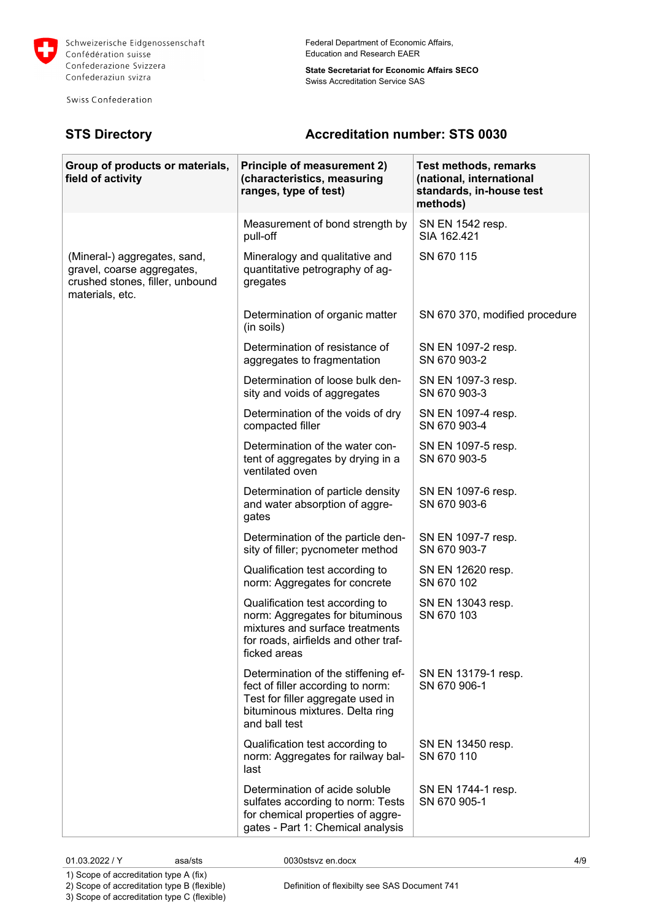Schweizerische Eidgenossenschaft
Confédération suisse
Confederazione Svizzera
Confederaziun svizra

Swiss Confederation

Federal Department of Economic Affairs, Education and Research EAER

**State Secretariat for Economic Affairs SECO**
Swiss Accreditation Service SAS

## STS Directory

## Accreditation number: STS 0030

| Group of products or materials, field of activity | Principle of measurement 2) (characteristics, measuring ranges, type of test) | Test methods, remarks (national, international standards, in-house test methods) |
|---|---|---|
| | Measurement of bond strength by pull-off | SN EN 1542 resp. SIA 162.421 |
| (Mineral-) aggregates, sand, gravel, coarse aggregates, crushed stones, filler, unbound materials, etc. | Mineralogy and qualitative and quantitative petrography of aggregates | SN 670 115 |
| | Determination of organic matter (in soils) | SN 670 370, modified procedure |
| | Determination of resistance of aggregates to fragmentation | SN EN 1097-2 resp. SN 670 903-2 |
| | Determination of loose bulk density and voids of aggregates | SN EN 1097-3 resp. SN 670 903-3 |
| | Determination of the voids of dry compacted filler | SN EN 1097-4 resp. SN 670 903-4 |
| | Determination of the water content of aggregates by drying in a ventilated oven | SN EN 1097-5 resp. SN 670 903-5 |
| | Determination of particle density and water absorption of aggregates | SN EN 1097-6 resp. SN 670 903-6 |
| | Determination of the particle density of filler; pycnometer method | SN EN 1097-7 resp. SN 670 903-7 |
| | Qualification test according to norm: Aggregates for concrete | SN EN 12620 resp. SN 670 102 |
| | Qualification test according to norm: Aggregates for bituminous mixtures and surface treatments for roads, airfields and other trafficked areas | SN EN 13043 resp. SN 670 103 |
| | Determination of the stiffening effect of filler according to norm: Test for filler aggregate used in bituminous mixtures. Delta ring and ball test | SN EN 13179-1 resp. SN 670 906-1 |
| | Qualification test according to norm: Aggregates for railway ballast | SN EN 13450 resp. SN 670 110 |
| | Determination of acide soluble sulfates according to norm: Tests for chemical properties of aggregates - Part 1: Chemical analysis | SN EN 1744-1 resp. SN 670 905-1 |

01.03.2022 / Y    asa/sts    0030stsvz en.docx

1) Scope of accreditation type A (fix)
2) Scope of accreditation type B (flexible)    Definition of flexibilty see SAS Document 741
3) Scope of accreditation type C (flexible)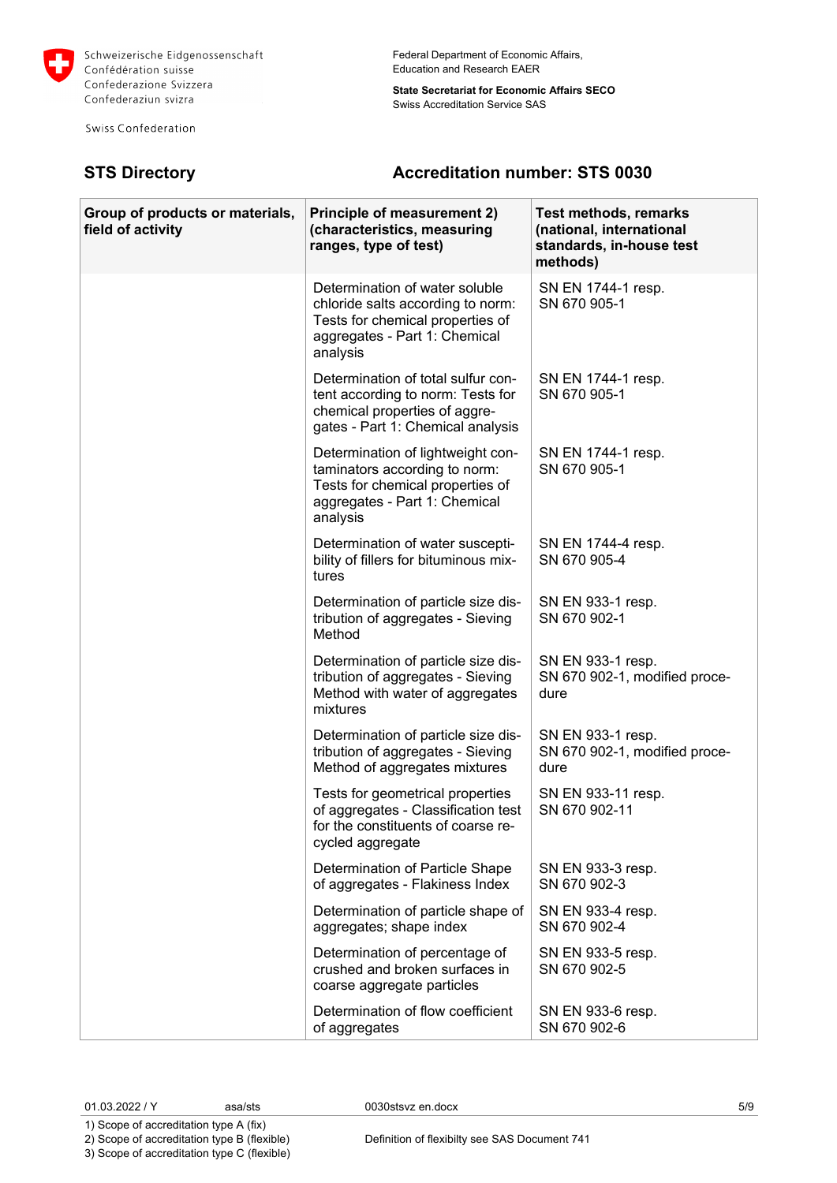## STS Directory

## Accreditation number: STS 0030

| Group of products or materials, field of activity | Principle of measurement 2) (characteristics, measuring ranges, type of test) | Test methods, remarks (national, international standards, in-house test methods) |
|---|---|---|
| | Determination of water soluble chloride salts according to norm: Tests for chemical properties of aggregates - Part 1: Chemical analysis | SN EN 1744-1 resp. SN 670 905-1 |
| | Determination of total sulfur content according to norm: Tests for chemical properties of aggregates - Part 1: Chemical analysis | SN EN 1744-1 resp. SN 670 905-1 |
| | Determination of lightweight contaminators according to norm: Tests for chemical properties of aggregates - Part 1: Chemical analysis | SN EN 1744-1 resp. SN 670 905-1 |
| | Determination of water susceptibility of fillers for bituminous mixtures | SN EN 1744-4 resp. SN 670 905-4 |
| | Determination of particle size distribution of aggregates - Sieving Method | SN EN 933-1 resp. SN 670 902-1 |
| | Determination of particle size distribution of aggregates - Sieving Method with water of aggregates mixtures | SN EN 933-1 resp. SN 670 902-1, modified procedure |
| | Determination of particle size distribution of aggregates - Sieving Method of aggregates mixtures | SN EN 933-1 resp. SN 670 902-1, modified procedure |
| | Tests for geometrical properties of aggregates - Classification test for the constituents of coarse recycled aggregate | SN EN 933-11 resp. SN 670 902-11 |
| | Determination of Particle Shape of aggregates - Flakiness Index | SN EN 933-3 resp. SN 670 902-3 |
| | Determination of particle shape of aggregates; shape index | SN EN 933-4 resp. SN 670 902-4 |
| | Determination of percentage of crushed and broken surfaces in coarse aggregate particles | SN EN 933-5 resp. SN 670 902-5 |
| | Determination of flow coefficient of aggregates | SN EN 933-6 resp. SN 670 902-6 |

1) Scope of accreditation type A (fix)
2) Scope of accreditation type B (flexible)
3) Scope of accreditation type C (flexible)

Definition of flexibilty see SAS Document 741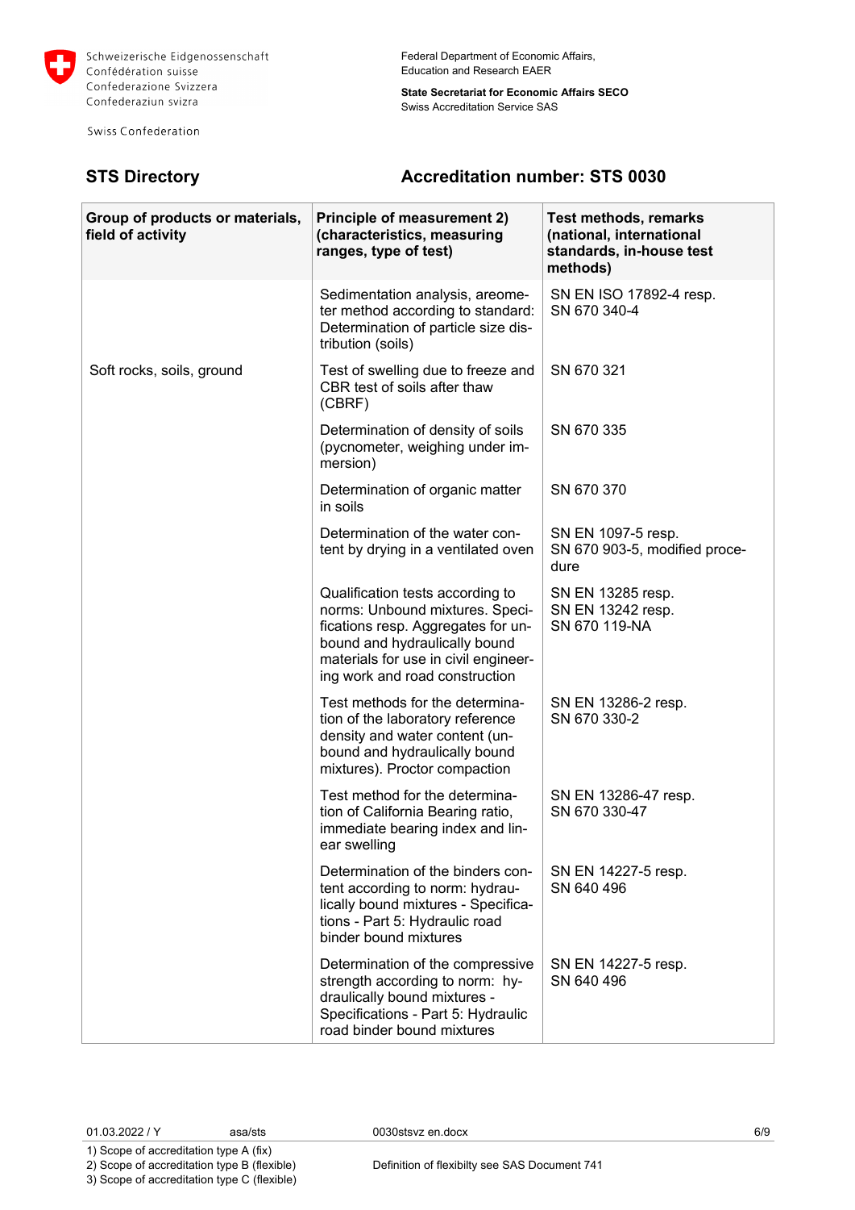## STS Directory

## Accreditation number: STS 0030

| Group of products or materials, field of activity | Principle of measurement 2) (characteristics, measuring ranges, type of test) | Test methods, remarks (national, international standards, in-house test methods) |
|---|---|---|
| | Sedimentation analysis, areometer method according to standard: Determination of particle size distribution (soils) | SN EN ISO 17892-4 resp. SN 670 340-4 |
| Soft rocks, soils, ground | Test of swelling due to freeze and CBR test of soils after thaw (CBRF) | SN 670 321 |
| | Determination of density of soils (pycnometer, weighing under immersion) | SN 670 335 |
| | Determination of organic matter in soils | SN 670 370 |
| | Determination of the water content by drying in a ventilated oven | SN EN 1097-5 resp. SN 670 903-5, modified procedure |
| | Qualification tests according to norms: Unbound mixtures. Specifications resp. Aggregates for unbound and hydraulically bound materials for use in civil engineering work and road construction | SN EN 13285 resp. SN EN 13242 resp. SN 670 119-NA |
| | Test methods for the determination of the laboratory reference density and water content (unbound and hydraulically bound mixtures). Proctor compaction | SN EN 13286-2 resp. SN 670 330-2 |
| | Test method for the determination of California Bearing ratio, immediate bearing index and linear swelling | SN EN 13286-47 resp. SN 670 330-47 |
| | Determination of the binders content according to norm: hydraulically bound mixtures - Specifications - Part 5: Hydraulic road binder bound mixtures | SN EN 14227-5 resp. SN 640 496 |
| | Determination of the compressive strength according to norm: hydraulically bound mixtures - Specifications - Part 5: Hydraulic road binder bound mixtures | SN EN 14227-5 resp. SN 640 496 |

1) Scope of accreditation type A (fix)
2) Scope of accreditation type B (flexible)
3) Scope of accreditation type C (flexible)

Definition of flexibilty see SAS Document 741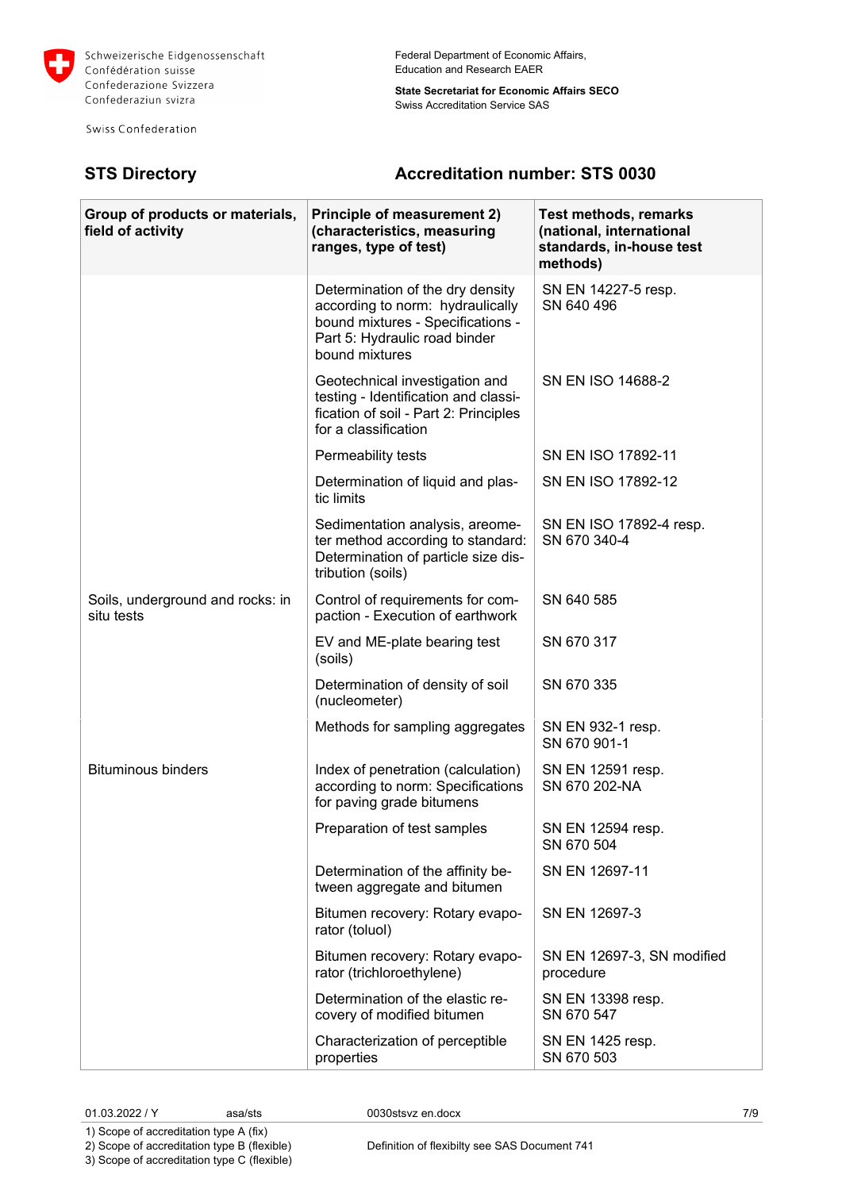Schweizerische Eidgenossenschaft
Confédération suisse
Confederazione Svizzera
Confederaziun svizra

Swiss Confederation

Federal Department of Economic Affairs, Education and Research EAER

**State Secretariat for Economic Affairs SECO**
Swiss Accreditation Service SAS

## STS Directory

## Accreditation number: STS 0030

| Group of products or materials, field of activity | Principle of measurement 2) (characteristics, measuring ranges, type of test) | Test methods, remarks (national, international standards, in-house test methods) |
|---|---|---|
| | Determination of the dry density according to norm: hydraulically bound mixtures - Specifications - Part 5: Hydraulic road binder bound mixtures | SN EN 14227-5 resp. SN 640 496 |
| | Geotechnical investigation and testing - Identification and classification of soil - Part 2: Principles for a classification | SN EN ISO 14688-2 |
| | Permeability tests | SN EN ISO 17892-11 |
| | Determination of liquid and plastic limits | SN EN ISO 17892-12 |
| | Sedimentation analysis, areometer method according to standard: Determination of particle size distribution (soils) | SN EN ISO 17892-4 resp. SN 670 340-4 |
| Soils, underground and rocks: in situ tests | Control of requirements for compaction - Execution of earthwork | SN 640 585 |
| | EV and ME-plate bearing test (soils) | SN 670 317 |
| | Determination of density of soil (nucleometer) | SN 670 335 |
| | Methods for sampling aggregates | SN EN 932-1 resp. SN 670 901-1 |
| Bituminous binders | Index of penetration (calculation) according to norm: Specifications for paving grade bitumens | SN EN 12591 resp. SN 670 202-NA |
| | Preparation of test samples | SN EN 12594 resp. SN 670 504 |
| | Determination of the affinity between aggregate and bitumen | SN EN 12697-11 |
| | Bitumen recovery: Rotary evaporator (toluol) | SN EN 12697-3 |
| | Bitumen recovery: Rotary evaporator (trichloroethylene) | SN EN 12697-3, SN modified procedure |
| | Determination of the elastic recovery of modified bitumen | SN EN 13398 resp. SN 670 547 |
| | Characterization of perceptible properties | SN EN 1425 resp. SN 670 503 |

01.03.2022 / Y asa/sts 0030stsvz en.docx

1) Scope of accreditation type A (fix)
2) Scope of accreditation type B (flexible) Definition of flexibilty see SAS Document 741
3) Scope of accreditation type C (flexible)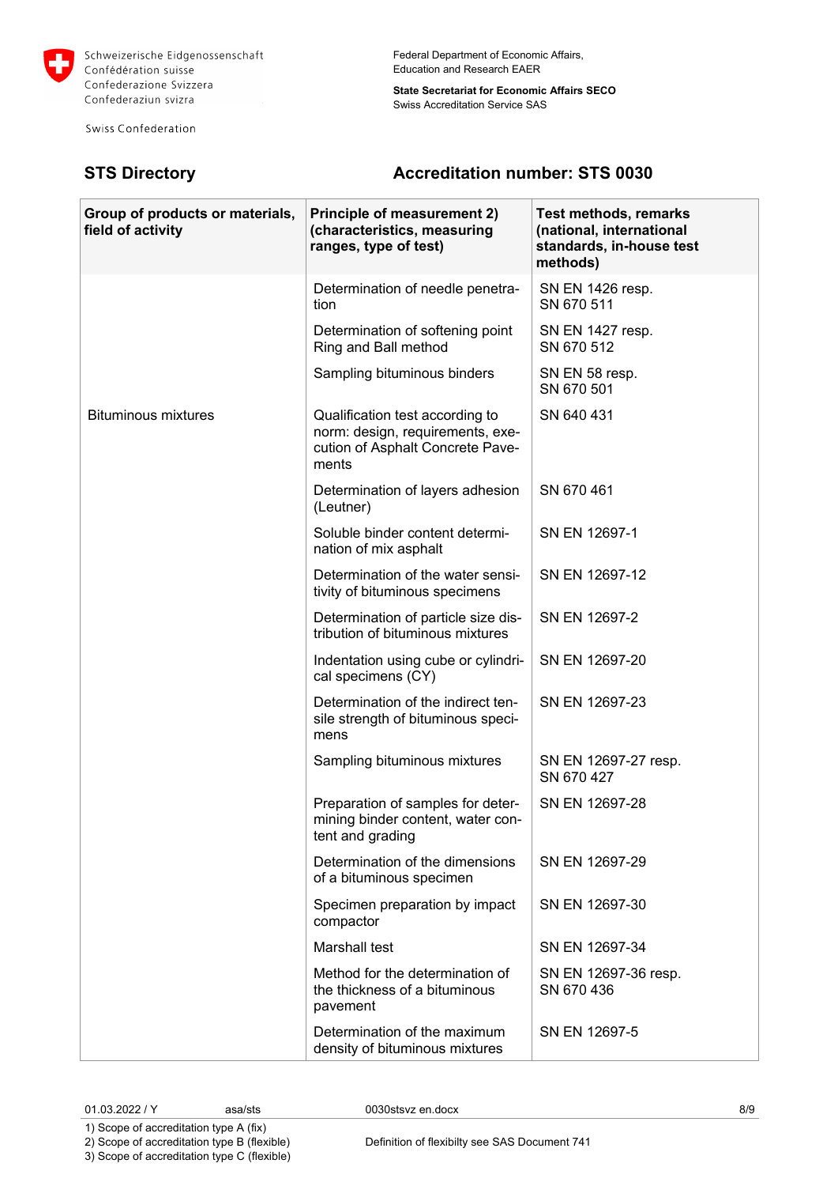## STS Directory

## Accreditation number: STS 0030

| Group of products or materials, field of activity | Principle of measurement 2) (characteristics, measuring ranges, type of test) | Test methods, remarks (national, international standards, in-house test methods) |
|---|---|---|
| | Determination of needle penetration | SN EN 1426 resp. SN 670 511 |
| | Determination of softening point Ring and Ball method | SN EN 1427 resp. SN 670 512 |
| | Sampling bituminous binders | SN EN 58 resp. SN 670 501 |
| Bituminous mixtures | Qualification test according to norm: design, requirements, execution of Asphalt Concrete Pavements | SN 640 431 |
| | Determination of layers adhesion (Leutner) | SN 670 461 |
| | Soluble binder content determination of mix asphalt | SN EN 12697-1 |
| | Determination of the water sensitivity of bituminous specimens | SN EN 12697-12 |
| | Determination of particle size distribution of bituminous mixtures | SN EN 12697-2 |
| | Indentation using cube or cylindrical specimens (CY) | SN EN 12697-20 |
| | Determination of the indirect tensile strength of bituminous specimens | SN EN 12697-23 |
| | Sampling bituminous mixtures | SN EN 12697-27 resp. SN 670 427 |
| | Preparation of samples for determining binder content, water content and grading | SN EN 12697-28 |
| | Determination of the dimensions of a bituminous specimen | SN EN 12697-29 |
| | Specimen preparation by impact compactor | SN EN 12697-30 |
| | Marshall test | SN EN 12697-34 |
| | Method for the determination of the thickness of a bituminous pavement | SN EN 12697-36 resp. SN 670 436 |
| | Determination of the maximum density of bituminous mixtures | SN EN 12697-5 |

1) Scope of accreditation type A (fix)
2) Scope of accreditation type B (flexible)
3) Scope of accreditation type C (flexible)

Definition of flexibilty see SAS Document 741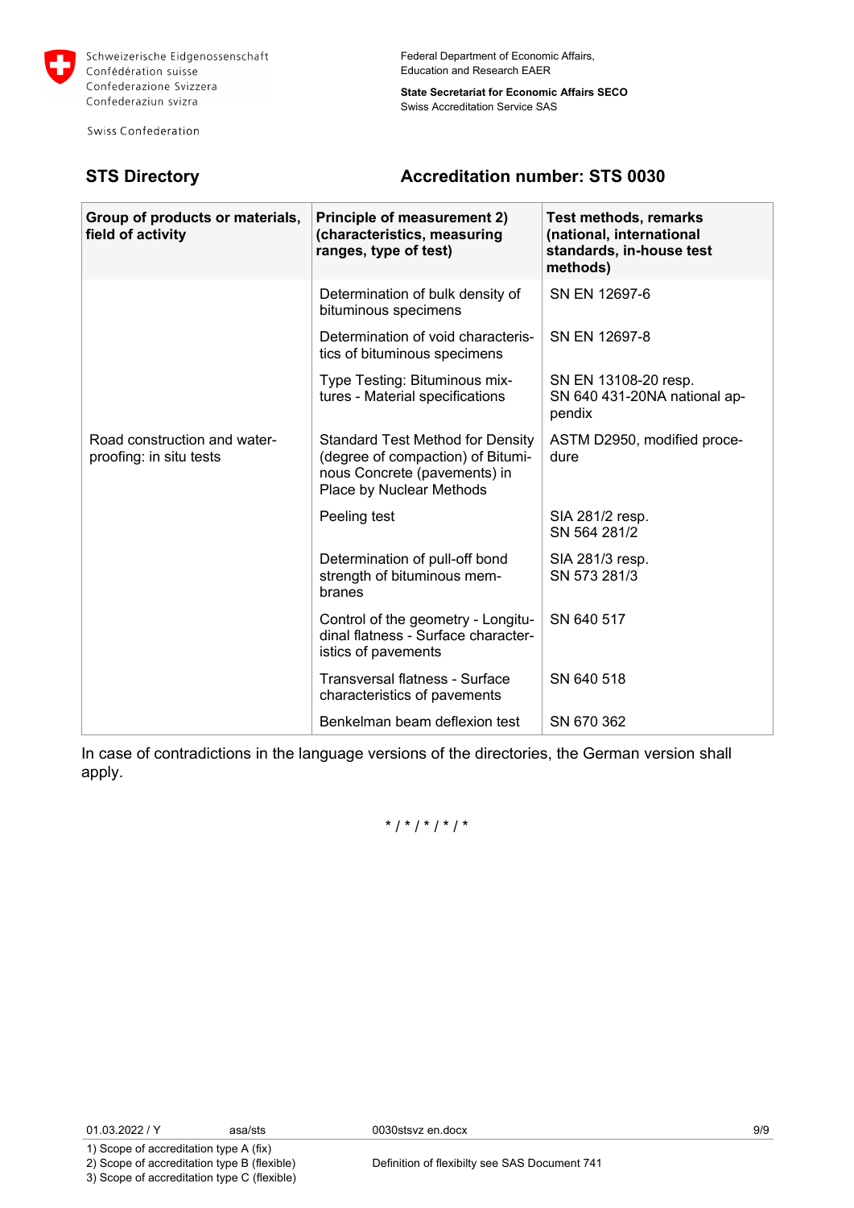## STS Directory

## Accreditation number: STS 0030

| Group of products or materials, field of activity | Principle of measurement 2) (characteristics, measuring ranges, type of test) | Test methods, remarks (national, international standards, in-house test methods) |
|---|---|---|
| | Determination of bulk density of bituminous specimens | SN EN 12697-6 |
| | Determination of void characteristics of bituminous specimens | SN EN 12697-8 |
| | Type Testing: Bituminous mixtures - Material specifications | SN EN 13108-20 resp. SN 640 431-20NA national appendix |
| Road construction and waterproofing: in situ tests | Standard Test Method for Density (degree of compaction) of Bituminous Concrete (pavements) in Place by Nuclear Methods | ASTM D2950, modified procedure |
| | Peeling test | SIA 281/2 resp. SN 564 281/2 |
| | Determination of pull-off bond strength of bituminous membranes | SIA 281/3 resp. SN 573 281/3 |
| | Control of the geometry - Longitudinal flatness - Surface characteristics of pavements | SN 640 517 |
| | Transversal flatness - Surface characteristics of pavements | SN 640 518 |
| | Benkelman beam deflexion test | SN 670 362 |

In case of contradictions in the language versions of the directories, the German version shall apply.

\* / \* / \* / \* / \*

1) Scope of accreditation type A (fix)
2) Scope of accreditation type B (flexible)
3) Scope of accreditation type C (flexible)

Definition of flexibilty see SAS Document 741